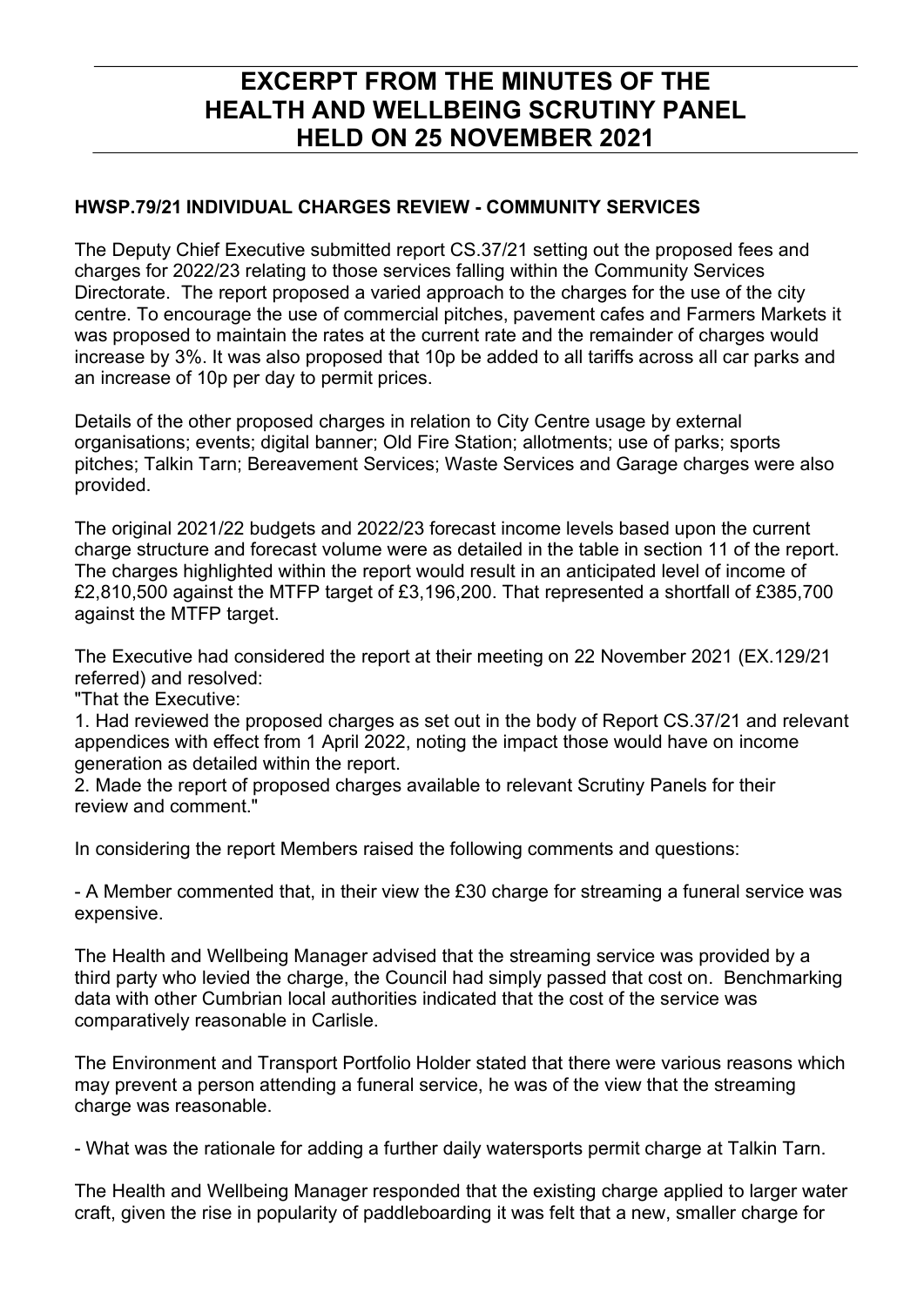# EXCERPT FROM THE MINUTES OF THE HEALTH AND WELLBEING SCRUTINY PANEL HELD ON 25 NOVEMBER 2021

**HWSP.79/21 INDIVIDUAL CHARGES REVIEW - COMMUNITY SERVICES**

The Deputy Chief Executive submitted report CS.37/21 setting out the proposed fees and charges for 2022/23 relating to those services falling within the Community Services Directorate. The report proposed a varied approach to the charges for the use of the city centre. To encourage the use of commercial pitches, pavement cafes and Farmers Markets it was proposed to maintain the rates at the current rate and the remainder of charges would increase by 3%. It was also proposed that 10p be added to all tariffs across all car parks and an increase of 10p per day to permit prices.

Details of the other proposed charges in relation to City Centre usage by external organisations; events; digital banner; Old Fire Station; allotments; use of parks; sports pitches; Talkin Tarn; Bereavement Services; Waste Services and Garage charges were also provided.

The original 2021/22 budgets and 2022/23 forecast income levels based upon the current charge structure and forecast volume were as detailed in the table in section 11 of the report. The charges highlighted within the report would result in an anticipated level of income of £2,810,500 against the MTFP target of £3,196,200. That represented a shortfall of £385,700 against the MTFP target.

The Executive had considered the report at their meeting on 22 November 2021 (EX.129/21 referred) and resolved:

"That the Executive:

1. Had reviewed the proposed charges as set out in the body of Report CS.37/21 and relevant appendices with effect from 1 April 2022, noting the impact those would have on income generation as detailed within the report.
2. Made the report of proposed charges available to relevant Scrutiny Panels for their review and comment."

In considering the report Members raised the following comments and questions:

- A Member commented that, in their view the £30 charge for streaming a funeral service was expensive.

The Health and Wellbeing Manager advised that the streaming service was provided by a third party who levied the charge, the Council had simply passed that cost on. Benchmarking data with other Cumbrian local authorities indicated that the cost of the service was comparatively reasonable in Carlisle.

The Environment and Transport Portfolio Holder stated that there were various reasons which may prevent a person attending a funeral service, he was of the view that the streaming charge was reasonable.

- What was the rationale for adding a further daily watersports permit charge at Talkin Tarn.

The Health and Wellbeing Manager responded that the existing charge applied to larger water craft, given the rise in popularity of paddleboarding it was felt that a new, smaller charge for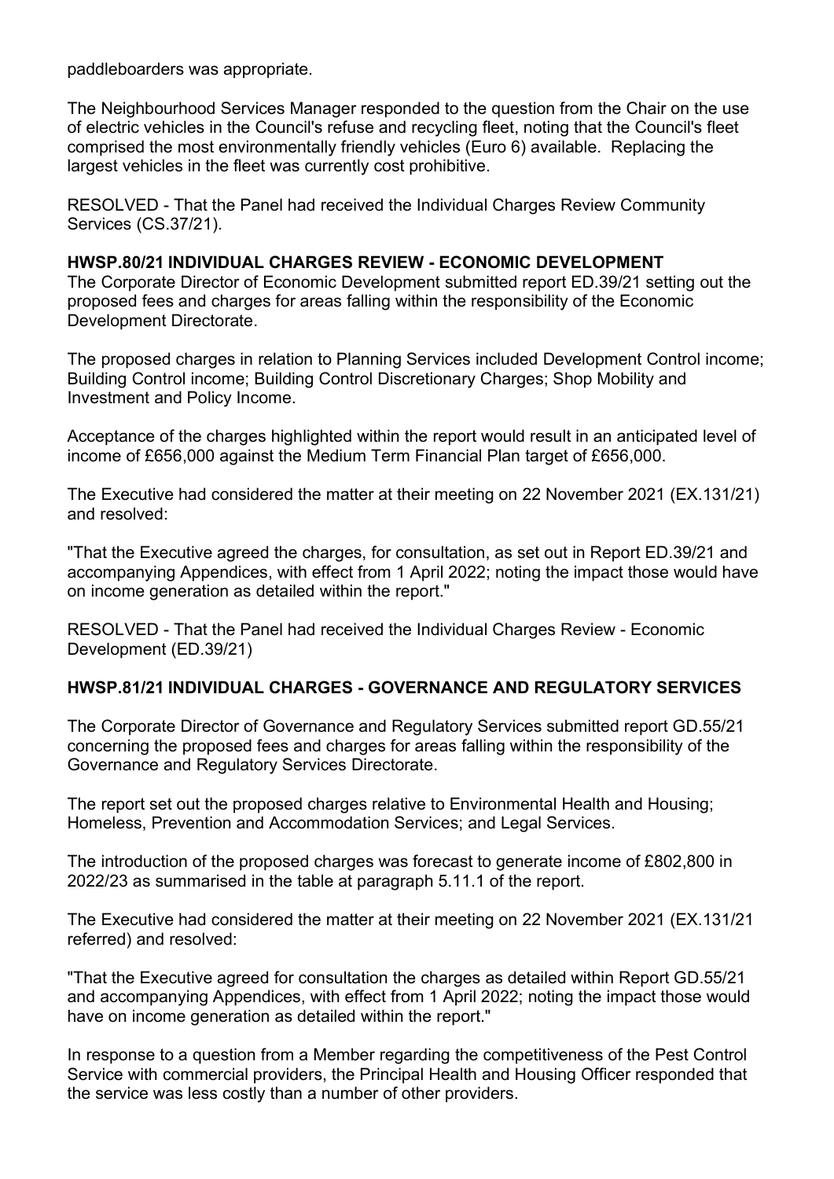paddleboarders was appropriate.

The Neighbourhood Services Manager responded to the question from the Chair on the use of electric vehicles in the Council's refuse and recycling fleet, noting that the Council's fleet comprised the most environmentally friendly vehicles (Euro 6) available. Replacing the largest vehicles in the fleet was currently cost prohibitive.

RESOLVED - That the Panel had received the Individual Charges Review Community Services (CS.37/21).

**HWSP.80/21 INDIVIDUAL CHARGES REVIEW - ECONOMIC DEVELOPMENT**

The Corporate Director of Economic Development submitted report ED.39/21 setting out the proposed fees and charges for areas falling within the responsibility of the Economic Development Directorate.

The proposed charges in relation to Planning Services included Development Control income; Building Control income; Building Control Discretionary Charges; Shop Mobility and Investment and Policy Income.

Acceptance of the charges highlighted within the report would result in an anticipated level of income of £656,000 against the Medium Term Financial Plan target of £656,000.

The Executive had considered the matter at their meeting on 22 November 2021 (EX.131/21) and resolved:

"That the Executive agreed the charges, for consultation, as set out in Report ED.39/21 and accompanying Appendices, with effect from 1 April 2022; noting the impact those would have on income generation as detailed within the report."

RESOLVED - That the Panel had received the Individual Charges Review - Economic Development (ED.39/21)

**HWSP.81/21 INDIVIDUAL CHARGES - GOVERNANCE AND REGULATORY SERVICES**

The Corporate Director of Governance and Regulatory Services submitted report GD.55/21 concerning the proposed fees and charges for areas falling within the responsibility of the Governance and Regulatory Services Directorate.

The report set out the proposed charges relative to Environmental Health and Housing; Homeless, Prevention and Accommodation Services; and Legal Services.

The introduction of the proposed charges was forecast to generate income of £802,800 in 2022/23 as summarised in the table at paragraph 5.11.1 of the report.

The Executive had considered the matter at their meeting on 22 November 2021 (EX.131/21 referred) and resolved:

"That the Executive agreed for consultation the charges as detailed within Report GD.55/21 and accompanying Appendices, with effect from 1 April 2022; noting the impact those would have on income generation as detailed within the report."

In response to a question from a Member regarding the competitiveness of the Pest Control Service with commercial providers, the Principal Health and Housing Officer responded that the service was less costly than a number of other providers.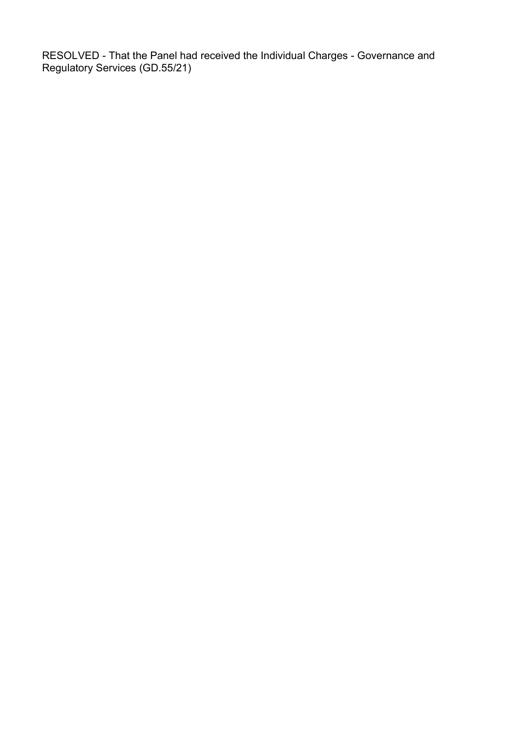RESOLVED - That the Panel had received the Individual Charges - Governance and Regulatory Services (GD.55/21)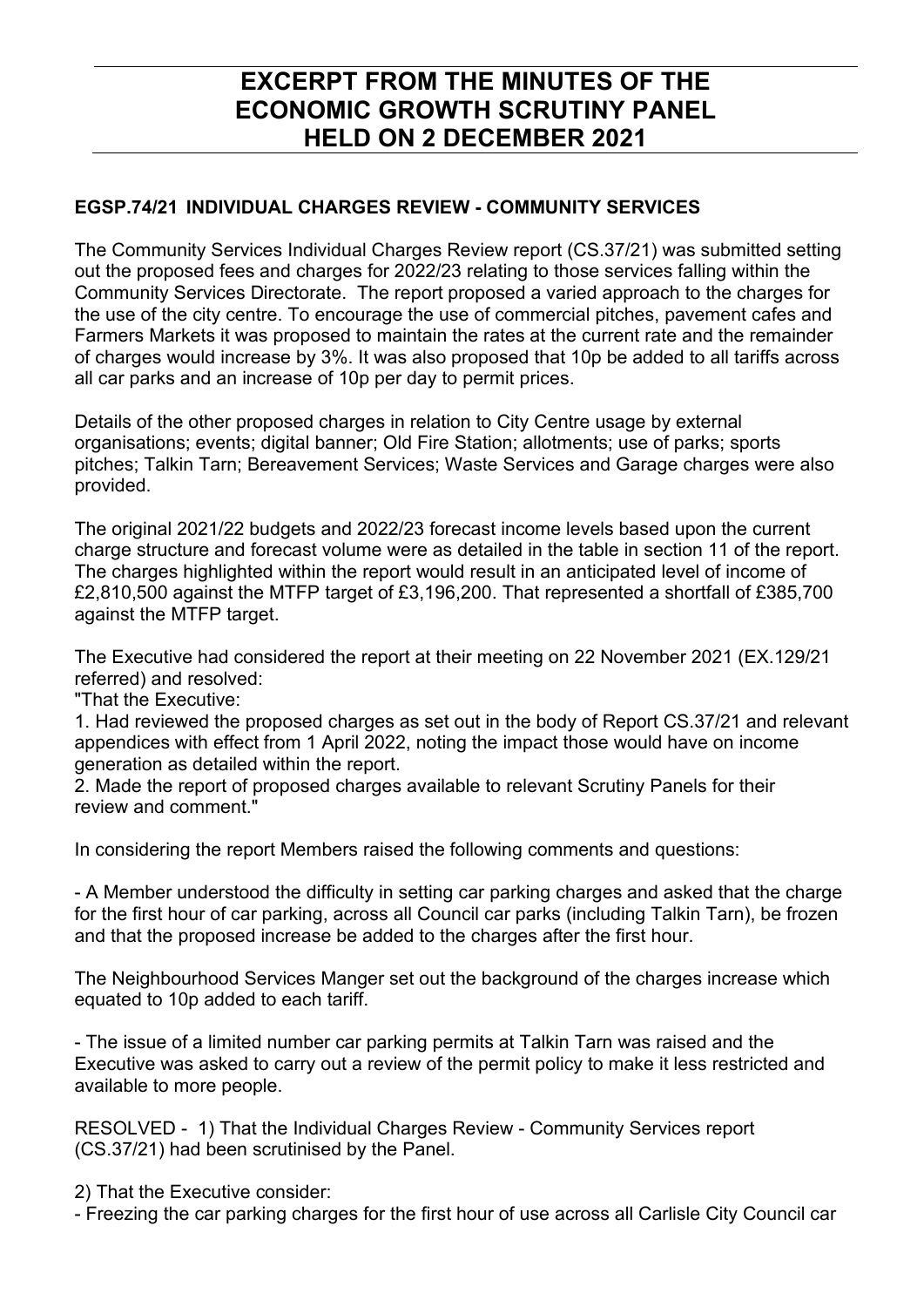# EXCERPT FROM THE MINUTES OF THE ECONOMIC GROWTH SCRUTINY PANEL HELD ON 2 DECEMBER 2021

### EGSP.74/21 INDIVIDUAL CHARGES REVIEW - COMMUNITY SERVICES

The Community Services Individual Charges Review report (CS.37/21) was submitted setting out the proposed fees and charges for 2022/23 relating to those services falling within the Community Services Directorate. The report proposed a varied approach to the charges for the use of the city centre. To encourage the use of commercial pitches, pavement cafes and Farmers Markets it was proposed to maintain the rates at the current rate and the remainder of charges would increase by 3%. It was also proposed that 10p be added to all tariffs across all car parks and an increase of 10p per day to permit prices.

Details of the other proposed charges in relation to City Centre usage by external organisations; events; digital banner; Old Fire Station; allotments; use of parks; sports pitches; Talkin Tarn; Bereavement Services; Waste Services and Garage charges were also provided.

The original 2021/22 budgets and 2022/23 forecast income levels based upon the current charge structure and forecast volume were as detailed in the table in section 11 of the report. The charges highlighted within the report would result in an anticipated level of income of £2,810,500 against the MTFP target of £3,196,200. That represented a shortfall of £385,700 against the MTFP target.

The Executive had considered the report at their meeting on 22 November 2021 (EX.129/21 referred) and resolved:
"That the Executive:
1. Had reviewed the proposed charges as set out in the body of Report CS.37/21 and relevant appendices with effect from 1 April 2022, noting the impact those would have on income generation as detailed within the report.
2. Made the report of proposed charges available to relevant Scrutiny Panels for their review and comment."

In considering the report Members raised the following comments and questions:

- A Member understood the difficulty in setting car parking charges and asked that the charge for the first hour of car parking, across all Council car parks (including Talkin Tarn), be frozen and that the proposed increase be added to the charges after the first hour.

The Neighbourhood Services Manger set out the background of the charges increase which equated to 10p added to each tariff.

- The issue of a limited number car parking permits at Talkin Tarn was raised and the Executive was asked to carry out a review of the permit policy to make it less restricted and available to more people.

RESOLVED - 1) That the Individual Charges Review - Community Services report (CS.37/21) had been scrutinised by the Panel.

2) That the Executive consider:
- Freezing the car parking charges for the first hour of use across all Carlisle City Council car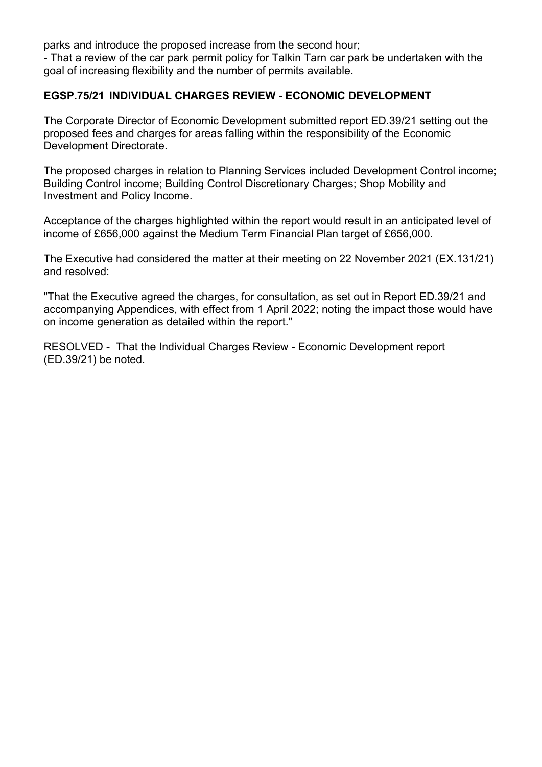parks and introduce the proposed increase from the second hour;
- That a review of the car park permit policy for Talkin Tarn car park be undertaken with the goal of increasing flexibility and the number of permits available.

### EGSP.75/21 INDIVIDUAL CHARGES REVIEW - ECONOMIC DEVELOPMENT

The Corporate Director of Economic Development submitted report ED.39/21 setting out the proposed fees and charges for areas falling within the responsibility of the Economic Development Directorate.

The proposed charges in relation to Planning Services included Development Control income; Building Control income; Building Control Discretionary Charges; Shop Mobility and Investment and Policy Income.

Acceptance of the charges highlighted within the report would result in an anticipated level of income of £656,000 against the Medium Term Financial Plan target of £656,000.

The Executive had considered the matter at their meeting on 22 November 2021 (EX.131/21) and resolved:

"That the Executive agreed the charges, for consultation, as set out in Report ED.39/21 and accompanying Appendices, with effect from 1 April 2022; noting the impact those would have on income generation as detailed within the report."

RESOLVED - That the Individual Charges Review - Economic Development report (ED.39/21) be noted.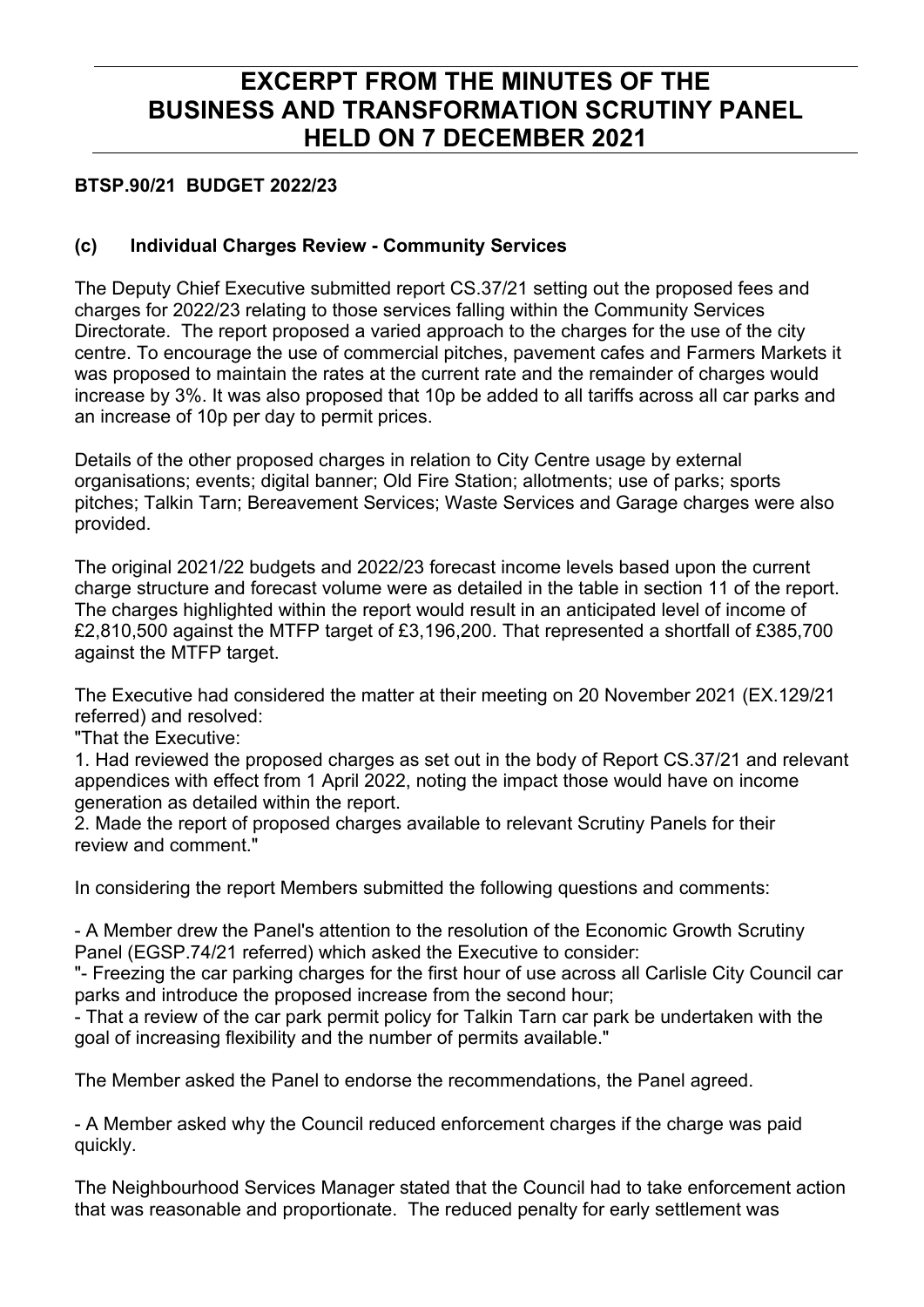# EXCERPT FROM THE MINUTES OF THE BUSINESS AND TRANSFORMATION SCRUTINY PANEL HELD ON 7 DECEMBER 2021

**BTSP.90/21 BUDGET 2022/23**

**(c) Individual Charges Review - Community Services**

The Deputy Chief Executive submitted report CS.37/21 setting out the proposed fees and charges for 2022/23 relating to those services falling within the Community Services Directorate. The report proposed a varied approach to the charges for the use of the city centre. To encourage the use of commercial pitches, pavement cafes and Farmers Markets it was proposed to maintain the rates at the current rate and the remainder of charges would increase by 3%. It was also proposed that 10p be added to all tariffs across all car parks and an increase of 10p per day to permit prices.

Details of the other proposed charges in relation to City Centre usage by external organisations; events; digital banner; Old Fire Station; allotments; use of parks; sports pitches; Talkin Tarn; Bereavement Services; Waste Services and Garage charges were also provided.

The original 2021/22 budgets and 2022/23 forecast income levels based upon the current charge structure and forecast volume were as detailed in the table in section 11 of the report. The charges highlighted within the report would result in an anticipated level of income of £2,810,500 against the MTFP target of £3,196,200. That represented a shortfall of £385,700 against the MTFP target.

The Executive had considered the matter at their meeting on 20 November 2021 (EX.129/21 referred) and resolved:

"That the Executive:

1. Had reviewed the proposed charges as set out in the body of Report CS.37/21 and relevant appendices with effect from 1 April 2022, noting the impact those would have on income generation as detailed within the report.
2. Made the report of proposed charges available to relevant Scrutiny Panels for their review and comment."

In considering the report Members submitted the following questions and comments:

- A Member drew the Panel's attention to the resolution of the Economic Growth Scrutiny Panel (EGSP.74/21 referred) which asked the Executive to consider:

"- Freezing the car parking charges for the first hour of use across all Carlisle City Council car parks and introduce the proposed increase from the second hour;

- That a review of the car park permit policy for Talkin Tarn car park be undertaken with the goal of increasing flexibility and the number of permits available."

The Member asked the Panel to endorse the recommendations, the Panel agreed.

- A Member asked why the Council reduced enforcement charges if the charge was paid quickly.

The Neighbourhood Services Manager stated that the Council had to take enforcement action that was reasonable and proportionate. The reduced penalty for early settlement was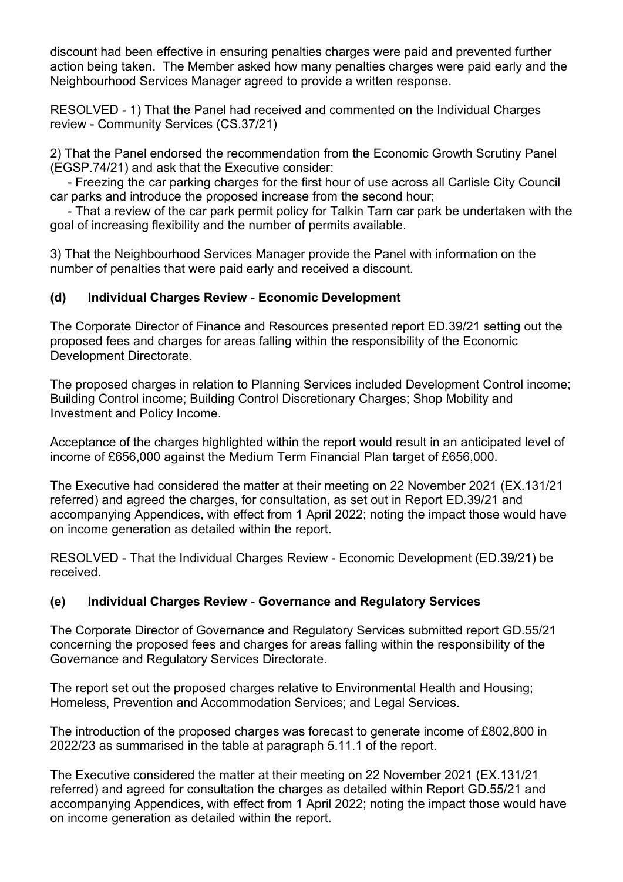discount had been effective in ensuring penalties charges were paid and prevented further action being taken. The Member asked how many penalties charges were paid early and the Neighbourhood Services Manager agreed to provide a written response.

RESOLVED - 1) That the Panel had received and commented on the Individual Charges review - Community Services (CS.37/21)

2) That the Panel endorsed the recommendation from the Economic Growth Scrutiny Panel (EGSP.74/21) and ask that the Executive consider:

- Freezing the car parking charges for the first hour of use across all Carlisle City Council car parks and introduce the proposed increase from the second hour;
- That a review of the car park permit policy for Talkin Tarn car park be undertaken with the goal of increasing flexibility and the number of permits available.

3) That the Neighbourhood Services Manager provide the Panel with information on the number of penalties that were paid early and received a discount.

### (d) Individual Charges Review - Economic Development

The Corporate Director of Finance and Resources presented report ED.39/21 setting out the proposed fees and charges for areas falling within the responsibility of the Economic Development Directorate.

The proposed charges in relation to Planning Services included Development Control income; Building Control income; Building Control Discretionary Charges; Shop Mobility and Investment and Policy Income.

Acceptance of the charges highlighted within the report would result in an anticipated level of income of £656,000 against the Medium Term Financial Plan target of £656,000.

The Executive had considered the matter at their meeting on 22 November 2021 (EX.131/21 referred) and agreed the charges, for consultation, as set out in Report ED.39/21 and accompanying Appendices, with effect from 1 April 2022; noting the impact those would have on income generation as detailed within the report.

RESOLVED - That the Individual Charges Review - Economic Development (ED.39/21) be received.

### (e) Individual Charges Review - Governance and Regulatory Services

The Corporate Director of Governance and Regulatory Services submitted report GD.55/21 concerning the proposed fees and charges for areas falling within the responsibility of the Governance and Regulatory Services Directorate.

The report set out the proposed charges relative to Environmental Health and Housing; Homeless, Prevention and Accommodation Services; and Legal Services.

The introduction of the proposed charges was forecast to generate income of £802,800 in 2022/23 as summarised in the table at paragraph 5.11.1 of the report.

The Executive considered the matter at their meeting on 22 November 2021 (EX.131/21 referred) and agreed for consultation the charges as detailed within Report GD.55/21 and accompanying Appendices, with effect from 1 April 2022; noting the impact those would have on income generation as detailed within the report.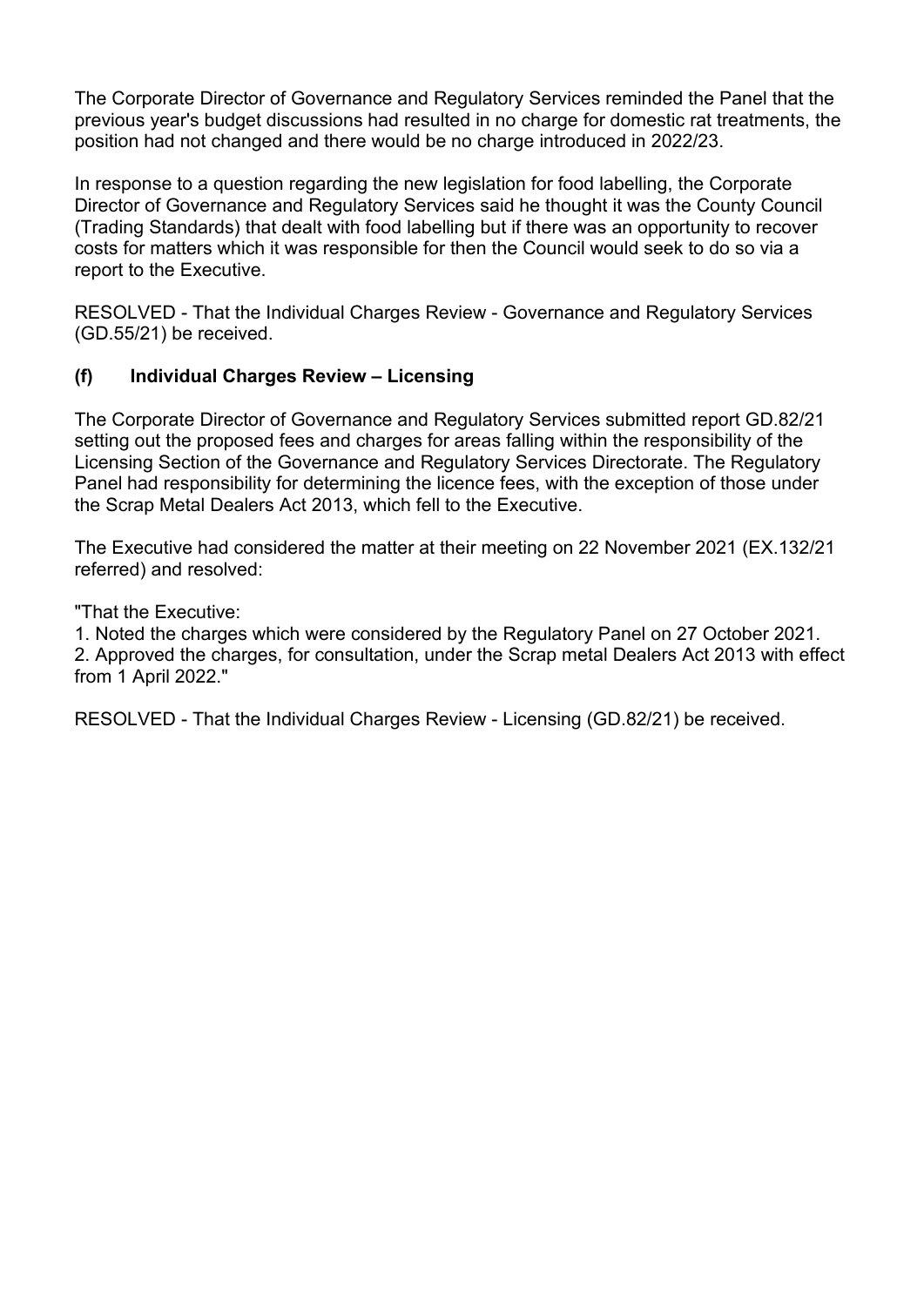The Corporate Director of Governance and Regulatory Services reminded the Panel that the previous year's budget discussions had resulted in no charge for domestic rat treatments, the position had not changed and there would be no charge introduced in 2022/23.

In response to a question regarding the new legislation for food labelling, the Corporate Director of Governance and Regulatory Services said he thought it was the County Council (Trading Standards) that dealt with food labelling but if there was an opportunity to recover costs for matters which it was responsible for then the Council would seek to do so via a report to the Executive.

RESOLVED - That the Individual Charges Review - Governance and Regulatory Services (GD.55/21) be received.

### (f) Individual Charges Review – Licensing

The Corporate Director of Governance and Regulatory Services submitted report GD.82/21 setting out the proposed fees and charges for areas falling within the responsibility of the Licensing Section of the Governance and Regulatory Services Directorate. The Regulatory Panel had responsibility for determining the licence fees, with the exception of those under the Scrap Metal Dealers Act 2013, which fell to the Executive.

The Executive had considered the matter at their meeting on 22 November 2021 (EX.132/21 referred) and resolved:

"That the Executive:

1. Noted the charges which were considered by the Regulatory Panel on 27 October 2021.
2. Approved the charges, for consultation, under the Scrap metal Dealers Act 2013 with effect from 1 April 2022."

RESOLVED - That the Individual Charges Review - Licensing (GD.82/21) be received.